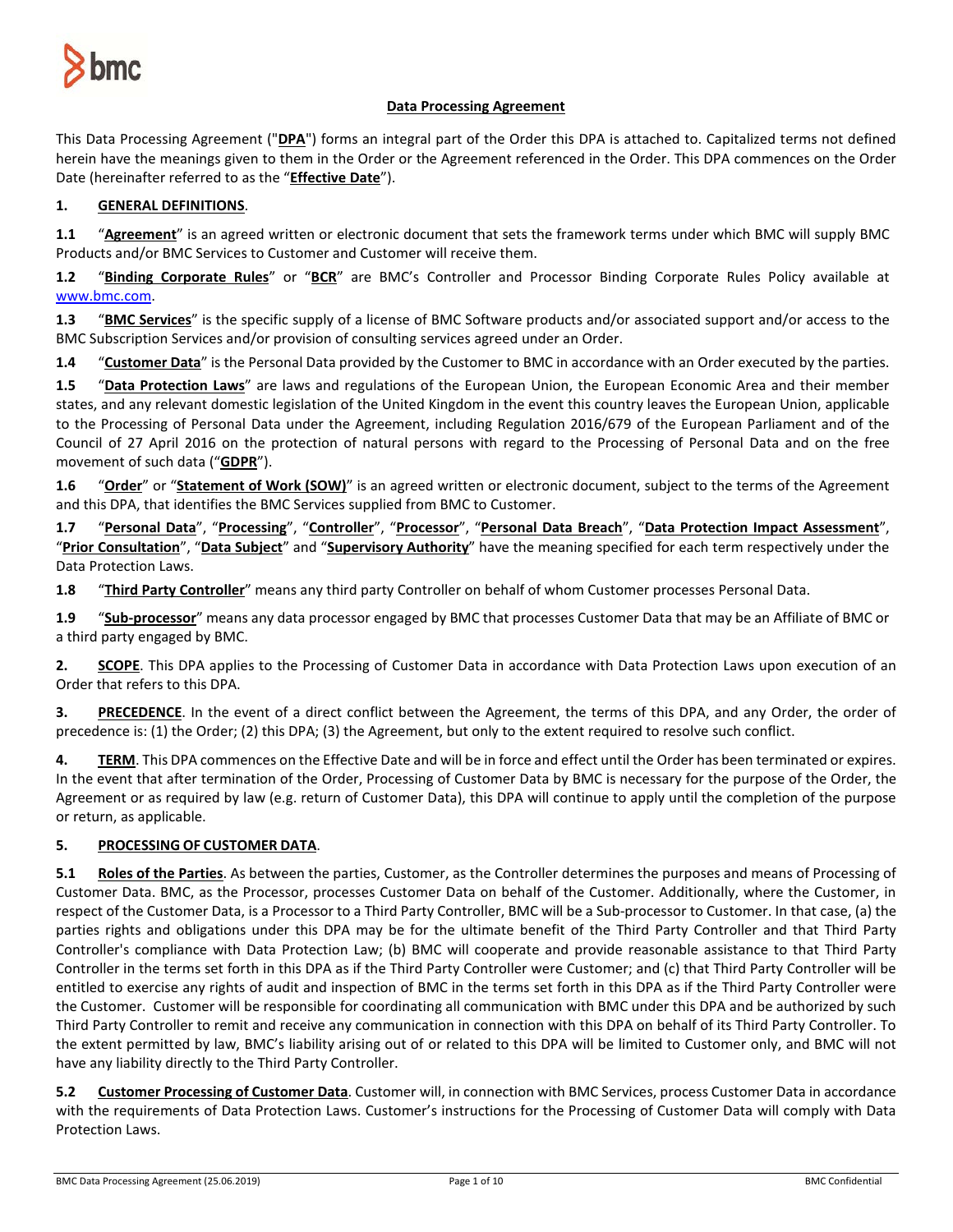# Data Processing Agreement

This Data Processing Agreement ("**DPA**") forms an integral part of the Order this DPA is attached to. Capitalized terms not defined herein have the meanings given to them in the Order or the Agreement referenced in the Order. This DPA commences on the Order Date (hereinafter referred to as the "**Effective Date**").

## 1. GENERAL DEFINITIONS.

**1.1** "**Agreement**" is an agreed written or electronic document that sets the framework terms under which BMC will supply BMC Products and/or BMC Services to Customer and Customer will receive them.

**1.2** "**Binding Corporate Rules**" or "**BCR**" are BMC's Controller and Processor Binding Corporate Rules Policy available at www.bmc.com.

**1.3** "**BMC Services**" is the specific supply of a license of BMC Software products and/or associated support and/or access to the BMC Subscription Services and/or provision of consulting services agreed under an Order.

**1.4** "**Customer Data**" is the Personal Data provided by the Customer to BMC in accordance with an Order executed by the parties.

**1.5** "**Data Protection Laws**" are laws and regulations of the European Union, the European Economic Area and their member states, and any relevant domestic legislation of the United Kingdom in the event this country leaves the European Union, applicable to the Processing of Personal Data under the Agreement, including Regulation 2016/679 of the European Parliament and of the Council of 27 April 2016 on the protection of natural persons with regard to the Processing of Personal Data and on the free movement of such data ("**GDPR**").

**1.6** "**Order**" or "**Statement of Work (SOW)**" is an agreed written or electronic document, subject to the terms of the Agreement and this DPA, that identifies the BMC Services supplied from BMC to Customer.

**1.7** "**Personal Data**", "**Processing**", "**Controller**", "**Processor**", "**Personal Data Breach**", "**Data Protection Impact Assessment**", "**Prior Consultation**", "**Data Subject**" and "**Supervisory Authority**" have the meaning specified for each term respectively under the Data Protection Laws.

**1.8** "**Third Party Controller**" means any third party Controller on behalf of whom Customer processes Personal Data.

**1.9** "**Sub-processor**" means any data processor engaged by BMC that processes Customer Data that may be an Affiliate of BMC or a third party engaged by BMC.

**2. SCOPE**. This DPA applies to the Processing of Customer Data in accordance with Data Protection Laws upon execution of an Order that refers to this DPA.

**3. PRECEDENCE**. In the event of a direct conflict between the Agreement, the terms of this DPA, and any Order, the order of precedence is: (1) the Order; (2) this DPA; (3) the Agreement, but only to the extent required to resolve such conflict.

**4. TERM**. This DPA commences on the Effective Date and will be in force and effect until the Order has been terminated or expires. In the event that after termination of the Order, Processing of Customer Data by BMC is necessary for the purpose of the Order, the Agreement or as required by law (e.g. return of Customer Data), this DPA will continue to apply until the completion of the purpose or return, as applicable.

## 5. PROCESSING OF CUSTOMER DATA.

**5.1 Roles of the Parties**. As between the parties, Customer, as the Controller determines the purposes and means of Processing of Customer Data. BMC, as the Processor, processes Customer Data on behalf of the Customer. Additionally, where the Customer, in respect of the Customer Data, is a Processor to a Third Party Controller, BMC will be a Sub-processor to Customer. In that case, (a) the parties rights and obligations under this DPA may be for the ultimate benefit of the Third Party Controller and that Third Party Controller's compliance with Data Protection Law; (b) BMC will cooperate and provide reasonable assistance to that Third Party Controller in the terms set forth in this DPA as if the Third Party Controller were Customer; and (c) that Third Party Controller will be entitled to exercise any rights of audit and inspection of BMC in the terms set forth in this DPA as if the Third Party Controller were the Customer. Customer will be responsible for coordinating all communication with BMC under this DPA and be authorized by such Third Party Controller to remit and receive any communication in connection with this DPA on behalf of its Third Party Controller. To the extent permitted by law, BMC's liability arising out of or related to this DPA will be limited to Customer only, and BMC will not have any liability directly to the Third Party Controller.

**5.2 Customer Processing of Customer Data**. Customer will, in connection with BMC Services, process Customer Data in accordance with the requirements of Data Protection Laws. Customer's instructions for the Processing of Customer Data will comply with Data Protection Laws.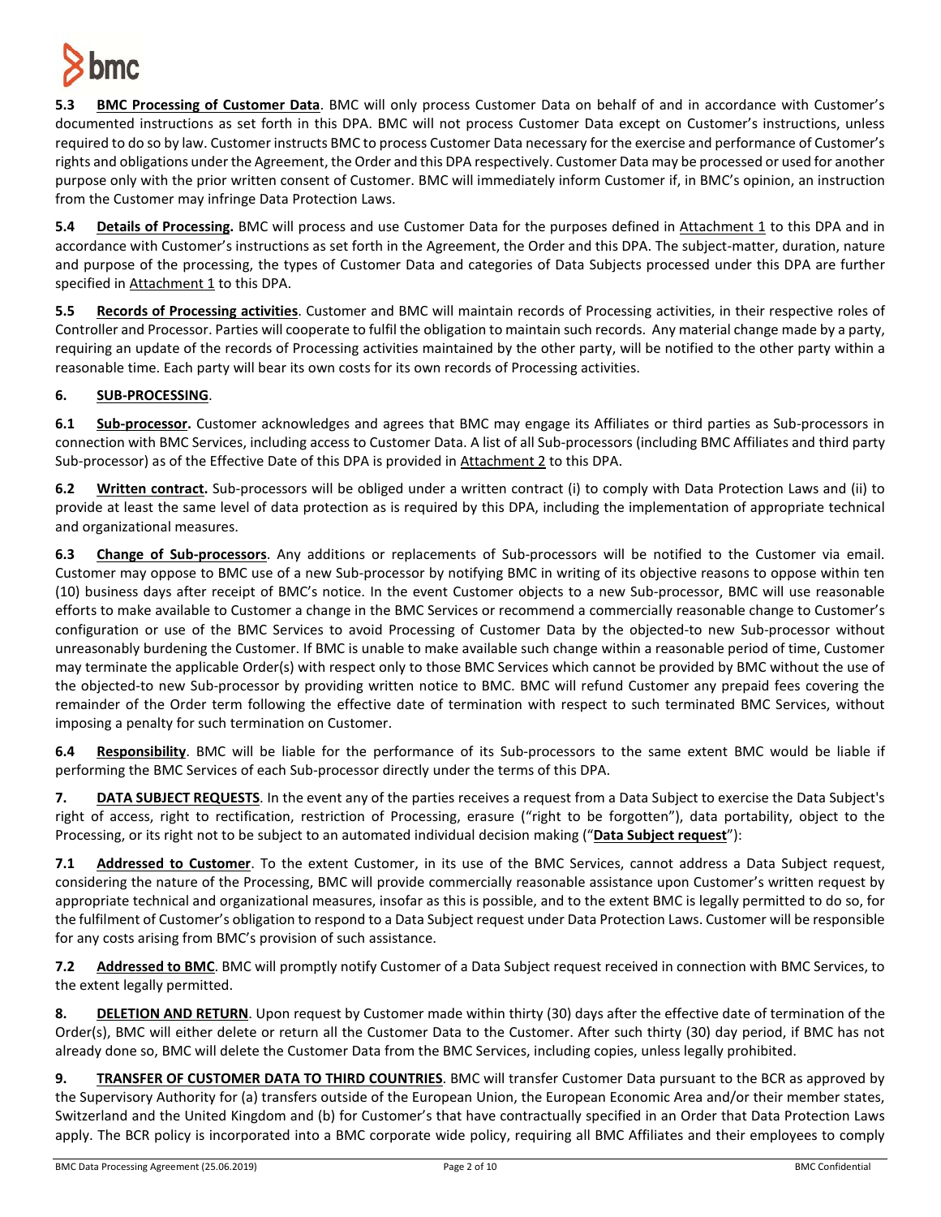**5.3 BMC Processing of Customer Data**. BMC will only process Customer Data on behalf of and in accordance with Customer's documented instructions as set forth in this DPA. BMC will not process Customer Data except on Customer's instructions, unless required to do so by law. Customer instructs BMC to process Customer Data necessary for the exercise and performance of Customer's rights and obligations under the Agreement, the Order and this DPA respectively. Customer Data may be processed or used for another purpose only with the prior written consent of Customer. BMC will immediately inform Customer if, in BMC's opinion, an instruction from the Customer may infringe Data Protection Laws.

**5.4 Details of Processing.** BMC will process and use Customer Data for the purposes defined in Attachment 1 to this DPA and in accordance with Customer's instructions as set forth in the Agreement, the Order and this DPA. The subject-matter, duration, nature and purpose of the processing, the types of Customer Data and categories of Data Subjects processed under this DPA are further specified in Attachment 1 to this DPA.

**5.5 Records of Processing activities**. Customer and BMC will maintain records of Processing activities, in their respective roles of Controller and Processor. Parties will cooperate to fulfil the obligation to maintain such records. Any material change made by a party, requiring an update of the records of Processing activities maintained by the other party, will be notified to the other party within a reasonable time. Each party will bear its own costs for its own records of Processing activities.

**6. SUB-PROCESSING**.

**6.1 Sub-processor.** Customer acknowledges and agrees that BMC may engage its Affiliates or third parties as Sub-processors in connection with BMC Services, including access to Customer Data. A list of all Sub-processors (including BMC Affiliates and third party Sub-processor) as of the Effective Date of this DPA is provided in Attachment 2 to this DPA.

**6.2 Written contract.** Sub-processors will be obliged under a written contract (i) to comply with Data Protection Laws and (ii) to provide at least the same level of data protection as is required by this DPA, including the implementation of appropriate technical and organizational measures.

**6.3 Change of Sub-processors**. Any additions or replacements of Sub-processors will be notified to the Customer via email. Customer may oppose to BMC use of a new Sub-processor by notifying BMC in writing of its objective reasons to oppose within ten (10) business days after receipt of BMC's notice. In the event Customer objects to a new Sub-processor, BMC will use reasonable efforts to make available to Customer a change in the BMC Services or recommend a commercially reasonable change to Customer's configuration or use of the BMC Services to avoid Processing of Customer Data by the objected-to new Sub-processor without unreasonably burdening the Customer. If BMC is unable to make available such change within a reasonable period of time, Customer may terminate the applicable Order(s) with respect only to those BMC Services which cannot be provided by BMC without the use of the objected-to new Sub-processor by providing written notice to BMC. BMC will refund Customer any prepaid fees covering the remainder of the Order term following the effective date of termination with respect to such terminated BMC Services, without imposing a penalty for such termination on Customer.

**6.4 Responsibility**. BMC will be liable for the performance of its Sub-processors to the same extent BMC would be liable if performing the BMC Services of each Sub-processor directly under the terms of this DPA.

**7. DATA SUBJECT REQUESTS**. In the event any of the parties receives a request from a Data Subject to exercise the Data Subject's right of access, right to rectification, restriction of Processing, erasure ("right to be forgotten"), data portability, object to the Processing, or its right not to be subject to an automated individual decision making ("**Data Subject request**"):

**7.1 Addressed to Customer**. To the extent Customer, in its use of the BMC Services, cannot address a Data Subject request, considering the nature of the Processing, BMC will provide commercially reasonable assistance upon Customer's written request by appropriate technical and organizational measures, insofar as this is possible, and to the extent BMC is legally permitted to do so, for the fulfilment of Customer's obligation to respond to a Data Subject request under Data Protection Laws. Customer will be responsible for any costs arising from BMC's provision of such assistance.

**7.2 Addressed to BMC**. BMC will promptly notify Customer of a Data Subject request received in connection with BMC Services, to the extent legally permitted.

**8. DELETION AND RETURN**. Upon request by Customer made within thirty (30) days after the effective date of termination of the Order(s), BMC will either delete or return all the Customer Data to the Customer. After such thirty (30) day period, if BMC has not already done so, BMC will delete the Customer Data from the BMC Services, including copies, unless legally prohibited.

**9. TRANSFER OF CUSTOMER DATA TO THIRD COUNTRIES**. BMC will transfer Customer Data pursuant to the BCR as approved by the Supervisory Authority for (a) transfers outside of the European Union, the European Economic Area and/or their member states, Switzerland and the United Kingdom and (b) for Customer's that have contractually specified in an Order that Data Protection Laws apply. The BCR policy is incorporated into a BMC corporate wide policy, requiring all BMC Affiliates and their employees to comply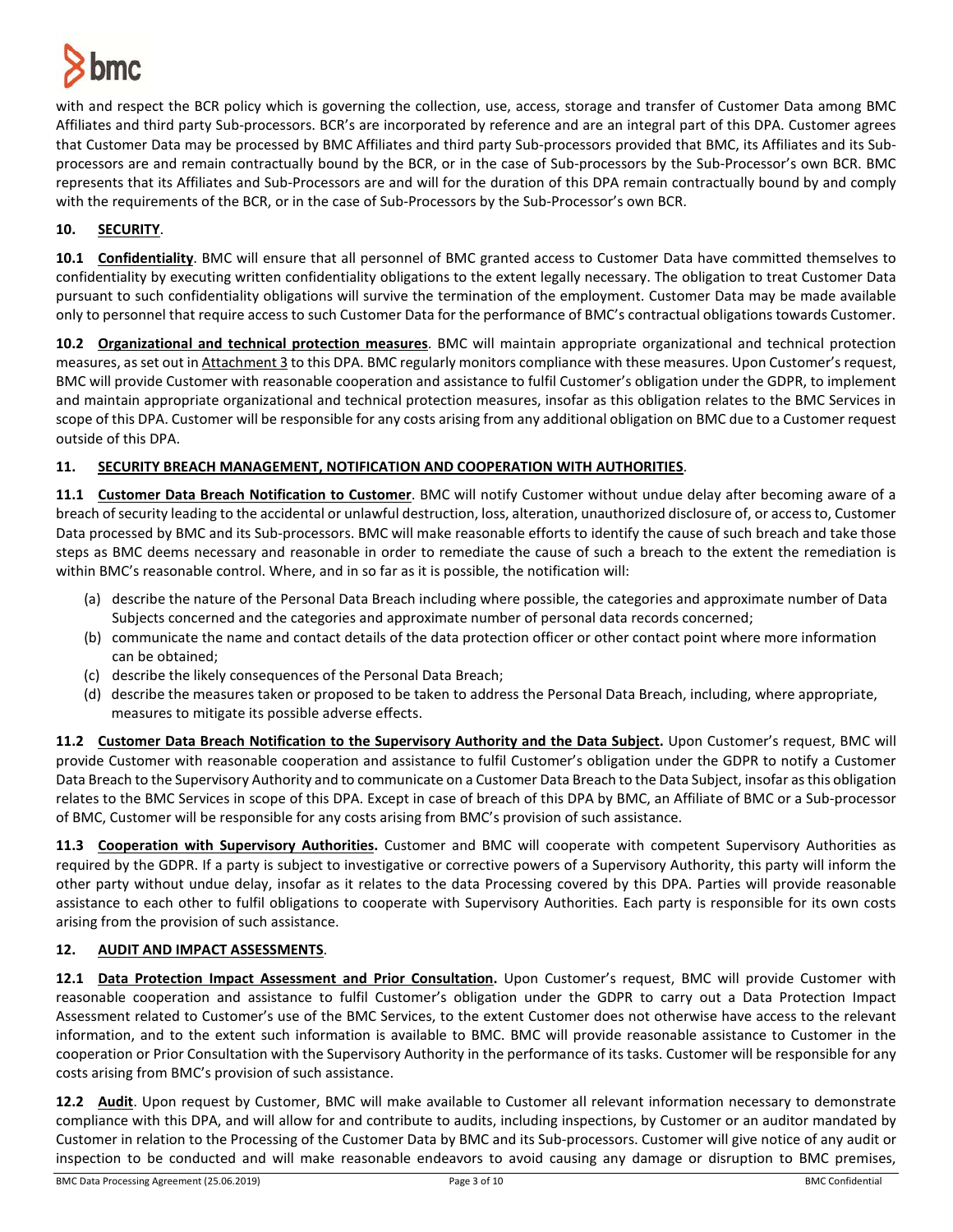with and respect the BCR policy which is governing the collection, use, access, storage and transfer of Customer Data among BMC Affiliates and third party Sub-processors. BCR's are incorporated by reference and are an integral part of this DPA. Customer agrees that Customer Data may be processed by BMC Affiliates and third party Sub-processors provided that BMC, its Affiliates and its Sub-processors are and remain contractually bound by the BCR, or in the case of Sub-processors by the Sub-Processor's own BCR. BMC represents that its Affiliates and Sub-Processors are and will for the duration of this DPA remain contractually bound by and comply with the requirements of the BCR, or in the case of Sub-Processors by the Sub-Processor's own BCR.

**10. SECURITY**.

**10.1 Confidentiality**. BMC will ensure that all personnel of BMC granted access to Customer Data have committed themselves to confidentiality by executing written confidentiality obligations to the extent legally necessary. The obligation to treat Customer Data pursuant to such confidentiality obligations will survive the termination of the employment. Customer Data may be made available only to personnel that require access to such Customer Data for the performance of BMC's contractual obligations towards Customer.

**10.2 Organizational and technical protection measures**. BMC will maintain appropriate organizational and technical protection measures, as set out in Attachment 3 to this DPA. BMC regularly monitors compliance with these measures. Upon Customer's request, BMC will provide Customer with reasonable cooperation and assistance to fulfil Customer's obligation under the GDPR, to implement and maintain appropriate organizational and technical protection measures, insofar as this obligation relates to the BMC Services in scope of this DPA. Customer will be responsible for any costs arising from any additional obligation on BMC due to a Customer request outside of this DPA.

**11. SECURITY BREACH MANAGEMENT, NOTIFICATION AND COOPERATION WITH AUTHORITIES**.

**11.1 Customer Data Breach Notification to Customer**. BMC will notify Customer without undue delay after becoming aware of a breach of security leading to the accidental or unlawful destruction, loss, alteration, unauthorized disclosure of, or access to, Customer Data processed by BMC and its Sub-processors. BMC will make reasonable efforts to identify the cause of such breach and take those steps as BMC deems necessary and reasonable in order to remediate the cause of such a breach to the extent the remediation is within BMC's reasonable control. Where, and in so far as it is possible, the notification will:

(a) describe the nature of the Personal Data Breach including where possible, the categories and approximate number of Data Subjects concerned and the categories and approximate number of personal data records concerned;
(b) communicate the name and contact details of the data protection officer or other contact point where more information can be obtained;
(c) describe the likely consequences of the Personal Data Breach;
(d) describe the measures taken or proposed to be taken to address the Personal Data Breach, including, where appropriate, measures to mitigate its possible adverse effects.

**11.2 Customer Data Breach Notification to the Supervisory Authority and the Data Subject.** Upon Customer's request, BMC will provide Customer with reasonable cooperation and assistance to fulfil Customer's obligation under the GDPR to notify a Customer Data Breach to the Supervisory Authority and to communicate on a Customer Data Breach to the Data Subject, insofar as this obligation relates to the BMC Services in scope of this DPA. Except in case of breach of this DPA by BMC, an Affiliate of BMC or a Sub-processor of BMC, Customer will be responsible for any costs arising from BMC's provision of such assistance.

**11.3 Cooperation with Supervisory Authorities.** Customer and BMC will cooperate with competent Supervisory Authorities as required by the GDPR. If a party is subject to investigative or corrective powers of a Supervisory Authority, this party will inform the other party without undue delay, insofar as it relates to the data Processing covered by this DPA. Parties will provide reasonable assistance to each other to fulfil obligations to cooperate with Supervisory Authorities. Each party is responsible for its own costs arising from the provision of such assistance.

**12. AUDIT AND IMPACT ASSESSMENTS**.

**12.1 Data Protection Impact Assessment and Prior Consultation.** Upon Customer's request, BMC will provide Customer with reasonable cooperation and assistance to fulfil Customer's obligation under the GDPR to carry out a Data Protection Impact Assessment related to Customer's use of the BMC Services, to the extent Customer does not otherwise have access to the relevant information, and to the extent such information is available to BMC. BMC will provide reasonable assistance to Customer in the cooperation or Prior Consultation with the Supervisory Authority in the performance of its tasks. Customer will be responsible for any costs arising from BMC's provision of such assistance.

**12.2 Audit**. Upon request by Customer, BMC will make available to Customer all relevant information necessary to demonstrate compliance with this DPA, and will allow for and contribute to audits, including inspections, by Customer or an auditor mandated by Customer in relation to the Processing of the Customer Data by BMC and its Sub-processors. Customer will give notice of any audit or inspection to be conducted and will make reasonable endeavors to avoid causing any damage or disruption to BMC premises,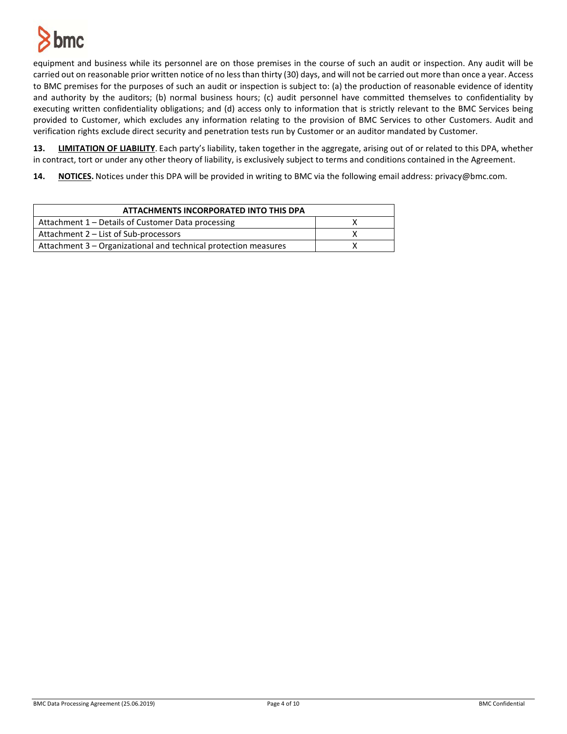equipment and business while its personnel are on those premises in the course of such an audit or inspection. Any audit will be carried out on reasonable prior written notice of no less than thirty (30) days, and will not be carried out more than once a year. Access to BMC premises for the purposes of such an audit or inspection is subject to: (a) the production of reasonable evidence of identity and authority by the auditors; (b) normal business hours; (c) audit personnel have committed themselves to confidentiality by executing written confidentiality obligations; and (d) access only to information that is strictly relevant to the BMC Services being provided to Customer, which excludes any information relating to the provision of BMC Services to other Customers. Audit and verification rights exclude direct security and penetration tests run by Customer or an auditor mandated by Customer.

**13. LIMITATION OF LIABILITY**. Each party's liability, taken together in the aggregate, arising out of or related to this DPA, whether in contract, tort or under any other theory of liability, is exclusively subject to terms and conditions contained in the Agreement.

**14. NOTICES.** Notices under this DPA will be provided in writing to BMC via the following email address: privacy@bmc.com.

| ATTACHMENTS INCORPORATED INTO THIS DPA | |
|---|---|
| Attachment 1 – Details of Customer Data processing | X |
| Attachment 2 – List of Sub-processors | X |
| Attachment 3 – Organizational and technical protection measures | X |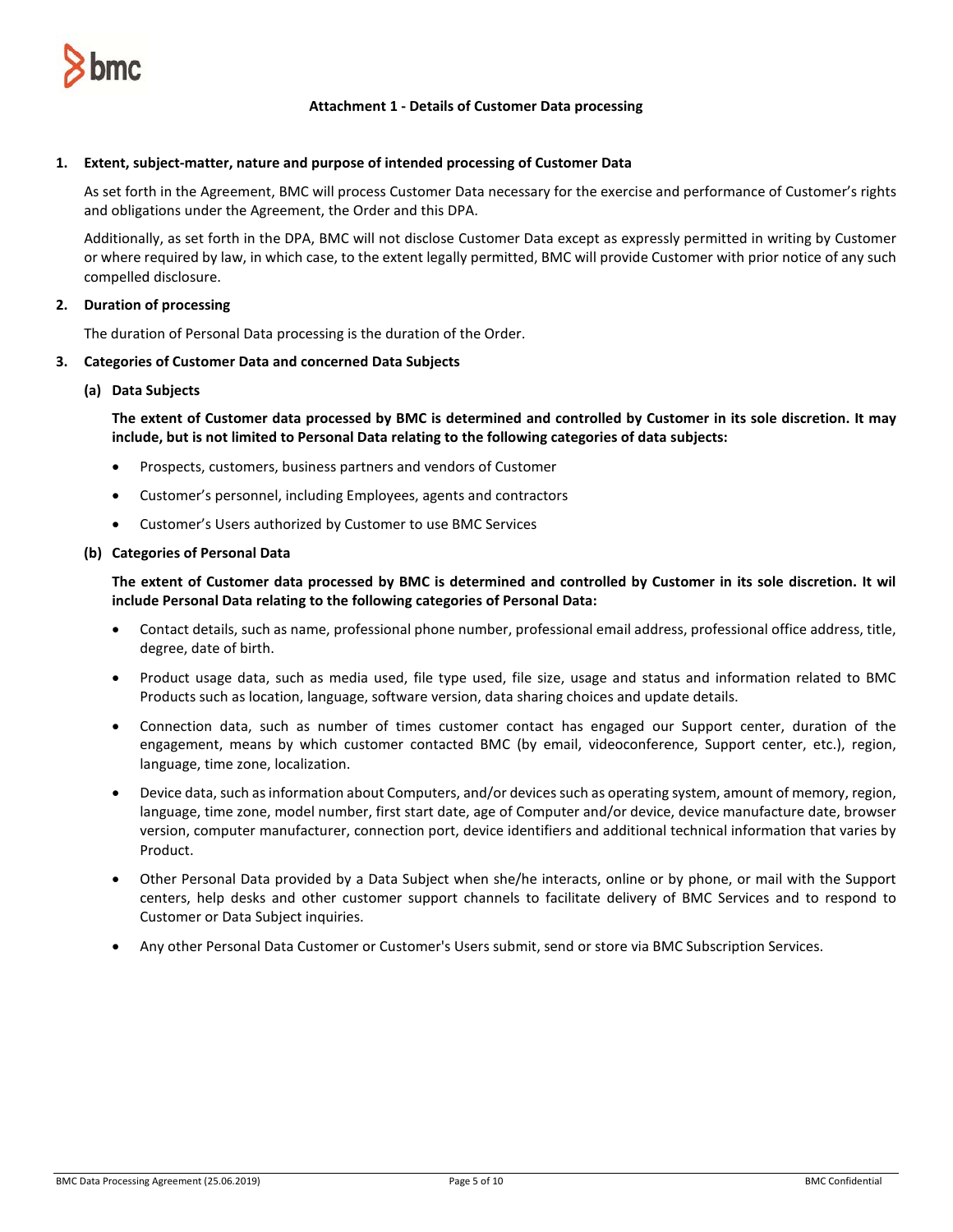### Attachment 1 - Details of Customer Data processing

**1. Extent, subject-matter, nature and purpose of intended processing of Customer Data**

As set forth in the Agreement, BMC will process Customer Data necessary for the exercise and performance of Customer's rights and obligations under the Agreement, the Order and this DPA.

Additionally, as set forth in the DPA, BMC will not disclose Customer Data except as expressly permitted in writing by Customer or where required by law, in which case, to the extent legally permitted, BMC will provide Customer with prior notice of any such compelled disclosure.

**2. Duration of processing**

The duration of Personal Data processing is the duration of the Order.

**3. Categories of Customer Data and concerned Data Subjects**

**(a) Data Subjects**

**The extent of Customer data processed by BMC is determined and controlled by Customer in its sole discretion. It may include, but is not limited to Personal Data relating to the following categories of data subjects:**

- Prospects, customers, business partners and vendors of Customer
- Customer's personnel, including Employees, agents and contractors
- Customer's Users authorized by Customer to use BMC Services

**(b) Categories of Personal Data**

**The extent of Customer data processed by BMC is determined and controlled by Customer in its sole discretion. It wil include Personal Data relating to the following categories of Personal Data:**

- Contact details, such as name, professional phone number, professional email address, professional office address, title, degree, date of birth.
- Product usage data, such as media used, file type used, file size, usage and status and information related to BMC Products such as location, language, software version, data sharing choices and update details.
- Connection data, such as number of times customer contact has engaged our Support center, duration of the engagement, means by which customer contacted BMC (by email, videoconference, Support center, etc.), region, language, time zone, localization.
- Device data, such as information about Computers, and/or devices such as operating system, amount of memory, region, language, time zone, model number, first start date, age of Computer and/or device, device manufacture date, browser version, computer manufacturer, connection port, device identifiers and additional technical information that varies by Product.
- Other Personal Data provided by a Data Subject when she/he interacts, online or by phone, or mail with the Support centers, help desks and other customer support channels to facilitate delivery of BMC Services and to respond to Customer or Data Subject inquiries.
- Any other Personal Data Customer or Customer's Users submit, send or store via BMC Subscription Services.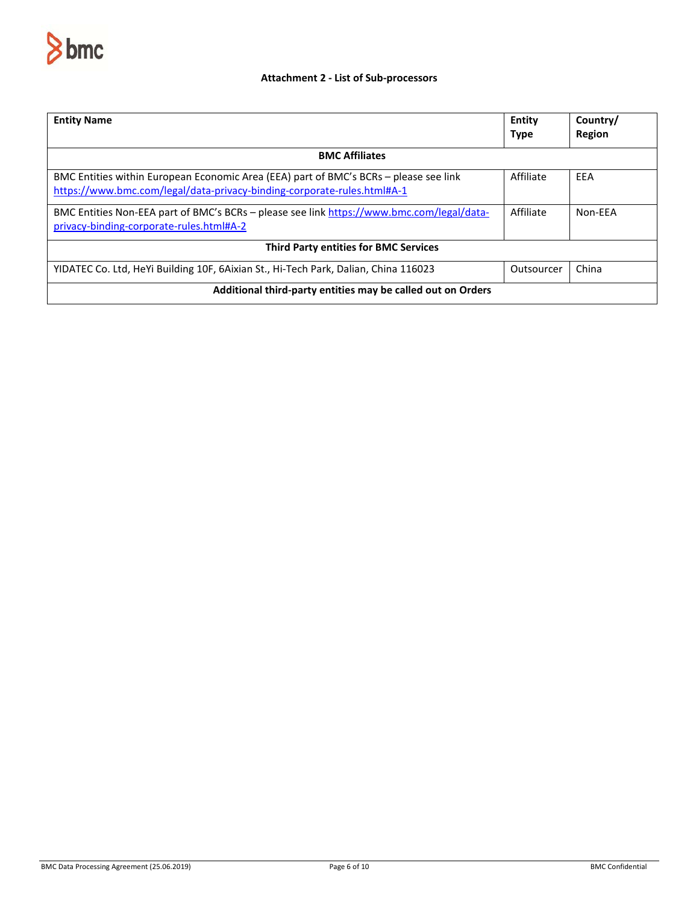### Attachment 2 - List of Sub-processors

| Entity Name | Entity Type | Country/ Region |
|---|---|---|
| **BMC Affiliates** | | |
| BMC Entities within European Economic Area (EEA) part of BMC's BCRs – please see link https://www.bmc.com/legal/data-privacy-binding-corporate-rules.html#A-1 | Affiliate | EEA |
| BMC Entities Non-EEA part of BMC's BCRs – please see link https://www.bmc.com/legal/data-privacy-binding-corporate-rules.html#A-2 | Affiliate | Non-EEA |
| **Third Party entities for BMC Services** | | |
| YIDATEC Co. Ltd, HeYi Building 10F, 6Aixian St., Hi-Tech Park, Dalian, China 116023 | Outsourcer | China |
| **Additional third-party entities may be called out on Orders** | | |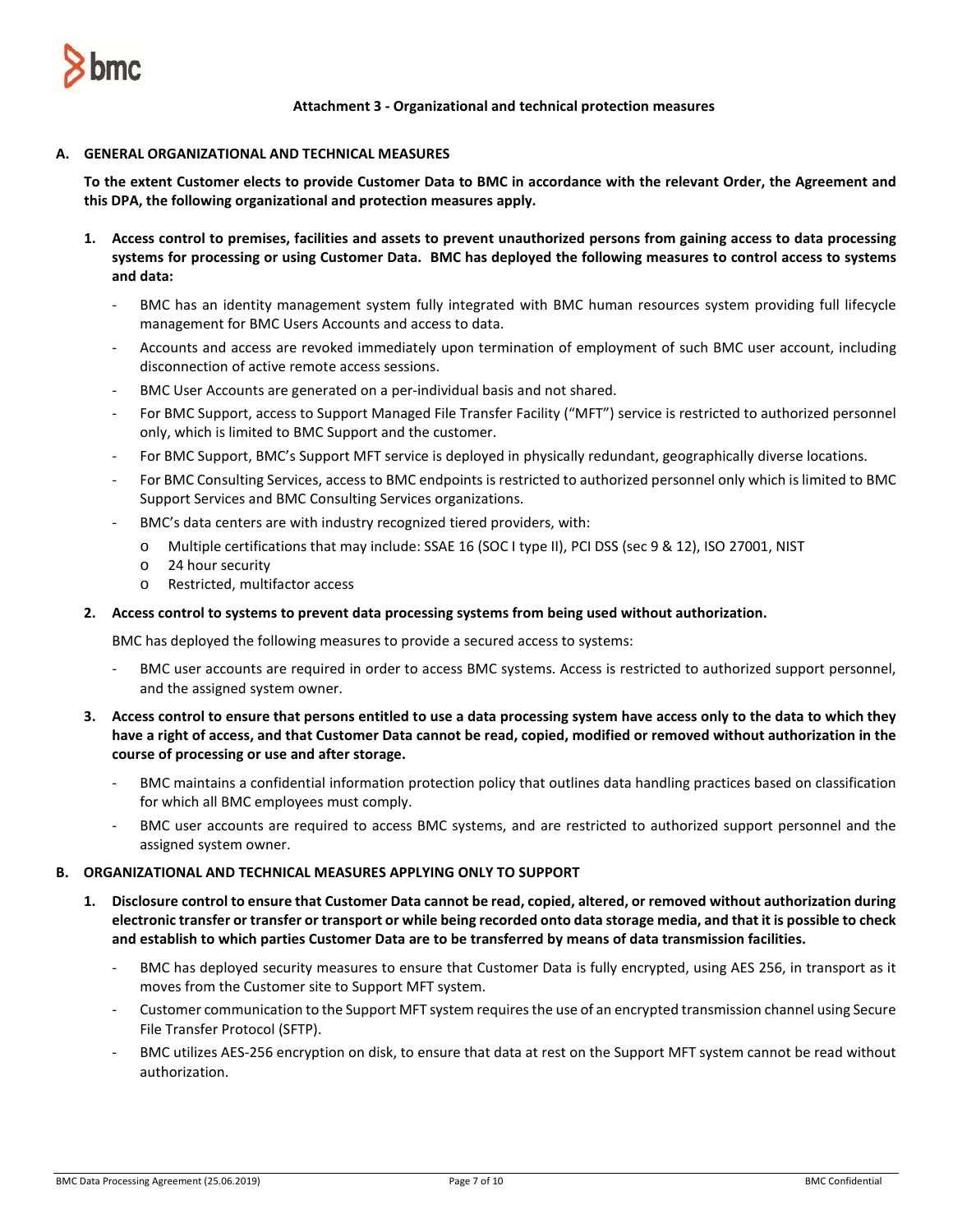**Attachment 3 - Organizational and technical protection measures**

## A. GENERAL ORGANIZATIONAL AND TECHNICAL MEASURES

**To the extent Customer elects to provide Customer Data to BMC in accordance with the relevant Order, the Agreement and this DPA, the following organizational and protection measures apply.**

1. **Access control to premises, facilities and assets to prevent unauthorized persons from gaining access to data processing systems for processing or using Customer Data. BMC has deployed the following measures to control access to systems and data:**
   - BMC has an identity management system fully integrated with BMC human resources system providing full lifecycle management for BMC Users Accounts and access to data.
   - Accounts and access are revoked immediately upon termination of employment of such BMC user account, including disconnection of active remote access sessions.
   - BMC User Accounts are generated on a per-individual basis and not shared.
   - For BMC Support, access to Support Managed File Transfer Facility ("MFT") service is restricted to authorized personnel only, which is limited to BMC Support and the customer.
   - For BMC Support, BMC's Support MFT service is deployed in physically redundant, geographically diverse locations.
   - For BMC Consulting Services, access to BMC endpoints is restricted to authorized personnel only which is limited to BMC Support Services and BMC Consulting Services organizations.
   - BMC's data centers are with industry recognized tiered providers, with:
     - Multiple certifications that may include: SSAE 16 (SOC I type II), PCI DSS (sec 9 & 12), ISO 27001, NIST
     - 24 hour security
     - Restricted, multifactor access

2. **Access control to systems to prevent data processing systems from being used without authorization.**

   BMC has deployed the following measures to provide a secured access to systems:
   - BMC user accounts are required in order to access BMC systems. Access is restricted to authorized support personnel, and the assigned system owner.

3. **Access control to ensure that persons entitled to use a data processing system have access only to the data to which they have a right of access, and that Customer Data cannot be read, copied, modified or removed without authorization in the course of processing or use and after storage.**
   - BMC maintains a confidential information protection policy that outlines data handling practices based on classification for which all BMC employees must comply.
   - BMC user accounts are required to access BMC systems, and are restricted to authorized support personnel and the assigned system owner.

## B. ORGANIZATIONAL AND TECHNICAL MEASURES APPLYING ONLY TO SUPPORT

1. **Disclosure control to ensure that Customer Data cannot be read, copied, altered, or removed without authorization during electronic transfer or transfer or transport or while being recorded onto data storage media, and that it is possible to check and establish to which parties Customer Data are to be transferred by means of data transmission facilities.**
   - BMC has deployed security measures to ensure that Customer Data is fully encrypted, using AES 256, in transport as it moves from the Customer site to Support MFT system.
   - Customer communication to the Support MFT system requires the use of an encrypted transmission channel using Secure File Transfer Protocol (SFTP).
   - BMC utilizes AES-256 encryption on disk, to ensure that data at rest on the Support MFT system cannot be read without authorization.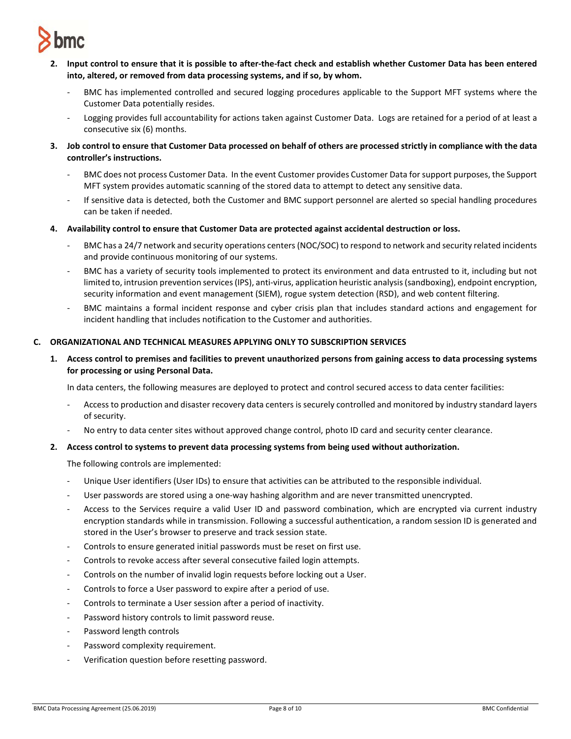2. **Input control to ensure that it is possible to after-the-fact check and establish whether Customer Data has been entered into, altered, or removed from data processing systems, and if so, by whom.**

   - BMC has implemented controlled and secured logging procedures applicable to the Support MFT systems where the Customer Data potentially resides.
   - Logging provides full accountability for actions taken against Customer Data. Logs are retained for a period of at least a consecutive six (6) months.

3. **Job control to ensure that Customer Data processed on behalf of others are processed strictly in compliance with the data controller's instructions.**

   - BMC does not process Customer Data. In the event Customer provides Customer Data for support purposes, the Support MFT system provides automatic scanning of the stored data to attempt to detect any sensitive data.
   - If sensitive data is detected, both the Customer and BMC support personnel are alerted so special handling procedures can be taken if needed.

4. **Availability control to ensure that Customer Data are protected against accidental destruction or loss.**

   - BMC has a 24/7 network and security operations centers (NOC/SOC) to respond to network and security related incidents and provide continuous monitoring of our systems.
   - BMC has a variety of security tools implemented to protect its environment and data entrusted to it, including but not limited to, intrusion prevention services (IPS), anti-virus, application heuristic analysis (sandboxing), endpoint encryption, security information and event management (SIEM), rogue system detection (RSD), and web content filtering.
   - BMC maintains a formal incident response and cyber crisis plan that includes standard actions and engagement for incident handling that includes notification to the Customer and authorities.

## C. ORGANIZATIONAL AND TECHNICAL MEASURES APPLYING ONLY TO SUBSCRIPTION SERVICES

1. **Access control to premises and facilities to prevent unauthorized persons from gaining access to data processing systems for processing or using Personal Data.**

   In data centers, the following measures are deployed to protect and control secured access to data center facilities:

   - Access to production and disaster recovery data centers is securely controlled and monitored by industry standard layers of security.
   - No entry to data center sites without approved change control, photo ID card and security center clearance.

2. **Access control to systems to prevent data processing systems from being used without authorization.**

   The following controls are implemented:

   - Unique User identifiers (User IDs) to ensure that activities can be attributed to the responsible individual.
   - User passwords are stored using a one-way hashing algorithm and are never transmitted unencrypted.
   - Access to the Services require a valid User ID and password combination, which are encrypted via current industry encryption standards while in transmission. Following a successful authentication, a random session ID is generated and stored in the User's browser to preserve and track session state.
   - Controls to ensure generated initial passwords must be reset on first use.
   - Controls to revoke access after several consecutive failed login attempts.
   - Controls on the number of invalid login requests before locking out a User.
   - Controls to force a User password to expire after a period of use.
   - Controls to terminate a User session after a period of inactivity.
   - Password history controls to limit password reuse.
   - Password length controls
   - Password complexity requirement.
   - Verification question before resetting password.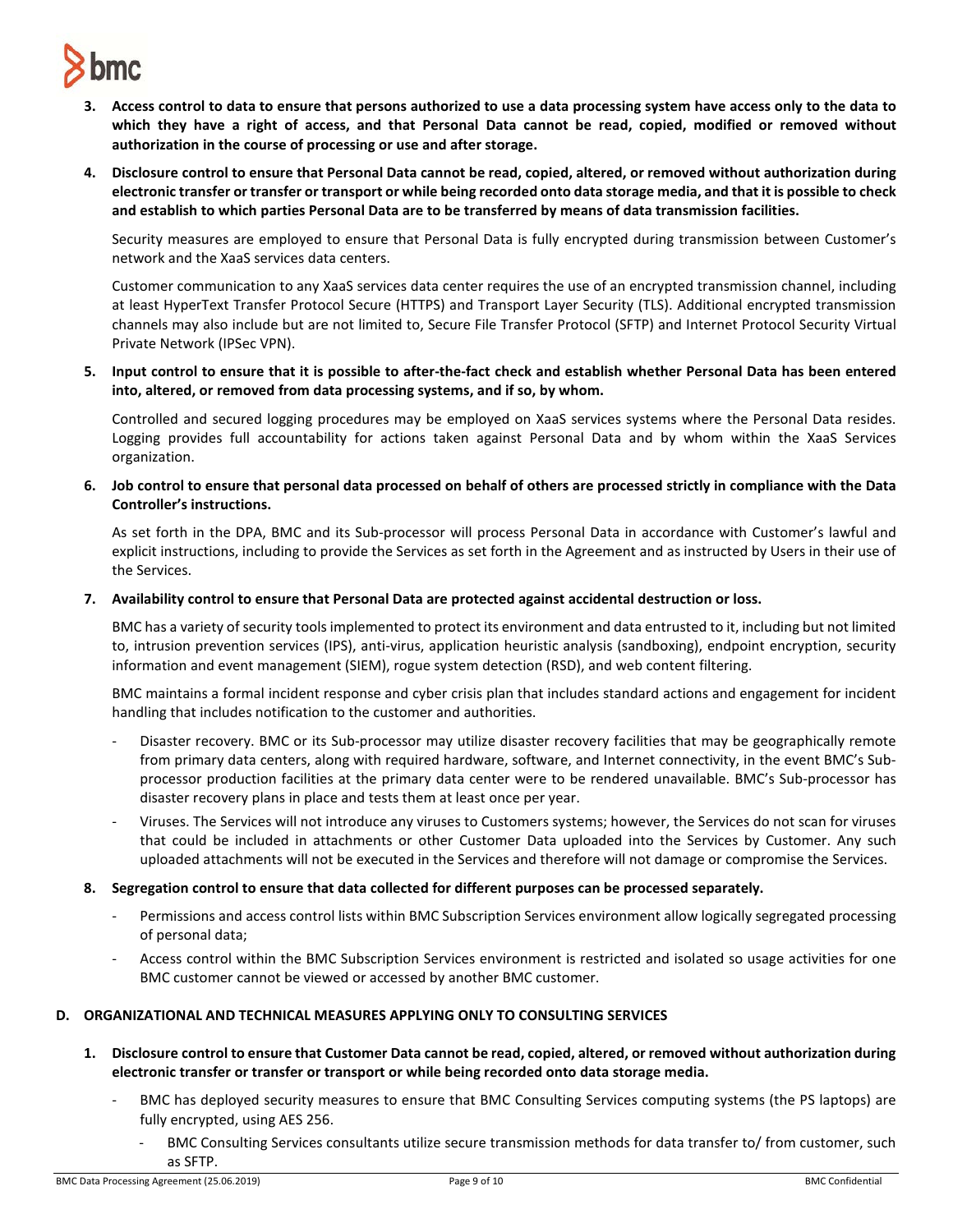3. **Access control to data to ensure that persons authorized to use a data processing system have access only to the data to which they have a right of access, and that Personal Data cannot be read, copied, modified or removed without authorization in the course of processing or use and after storage.**

4. **Disclosure control to ensure that Personal Data cannot be read, copied, altered, or removed without authorization during electronic transfer or transfer or transport or while being recorded onto data storage media, and that it is possible to check and establish to which parties Personal Data are to be transferred by means of data transmission facilities.**

   Security measures are employed to ensure that Personal Data is fully encrypted during transmission between Customer's network and the XaaS services data centers.

   Customer communication to any XaaS services data center requires the use of an encrypted transmission channel, including at least HyperText Transfer Protocol Secure (HTTPS) and Transport Layer Security (TLS). Additional encrypted transmission channels may also include but are not limited to, Secure File Transfer Protocol (SFTP) and Internet Protocol Security Virtual Private Network (IPSec VPN).

5. **Input control to ensure that it is possible to after-the-fact check and establish whether Personal Data has been entered into, altered, or removed from data processing systems, and if so, by whom.**

   Controlled and secured logging procedures may be employed on XaaS services systems where the Personal Data resides. Logging provides full accountability for actions taken against Personal Data and by whom within the XaaS Services organization.

6. **Job control to ensure that personal data processed on behalf of others are processed strictly in compliance with the Data Controller's instructions.**

   As set forth in the DPA, BMC and its Sub-processor will process Personal Data in accordance with Customer's lawful and explicit instructions, including to provide the Services as set forth in the Agreement and as instructed by Users in their use of the Services.

7. **Availability control to ensure that Personal Data are protected against accidental destruction or loss.**

   BMC has a variety of security tools implemented to protect its environment and data entrusted to it, including but not limited to, intrusion prevention services (IPS), anti-virus, application heuristic analysis (sandboxing), endpoint encryption, security information and event management (SIEM), rogue system detection (RSD), and web content filtering.

   BMC maintains a formal incident response and cyber crisis plan that includes standard actions and engagement for incident handling that includes notification to the customer and authorities.

   - Disaster recovery. BMC or its Sub-processor may utilize disaster recovery facilities that may be geographically remote from primary data centers, along with required hardware, software, and Internet connectivity, in the event BMC's Sub-processor production facilities at the primary data center were to be rendered unavailable. BMC's Sub-processor has disaster recovery plans in place and tests them at least once per year.
   - Viruses. The Services will not introduce any viruses to Customers systems; however, the Services do not scan for viruses that could be included in attachments or other Customer Data uploaded into the Services by Customer. Any such uploaded attachments will not be executed in the Services and therefore will not damage or compromise the Services.

8. **Segregation control to ensure that data collected for different purposes can be processed separately.**

   - Permissions and access control lists within BMC Subscription Services environment allow logically segregated processing of personal data;
   - Access control within the BMC Subscription Services environment is restricted and isolated so usage activities for one BMC customer cannot be viewed or accessed by another BMC customer.

## D. ORGANIZATIONAL AND TECHNICAL MEASURES APPLYING ONLY TO CONSULTING SERVICES

1. **Disclosure control to ensure that Customer Data cannot be read, copied, altered, or removed without authorization during electronic transfer or transfer or transport or while being recorded onto data storage media.**

   - BMC has deployed security measures to ensure that BMC Consulting Services computing systems (the PS laptops) are fully encrypted, using AES 256.
     - BMC Consulting Services consultants utilize secure transmission methods for data transfer to/ from customer, such as SFTP.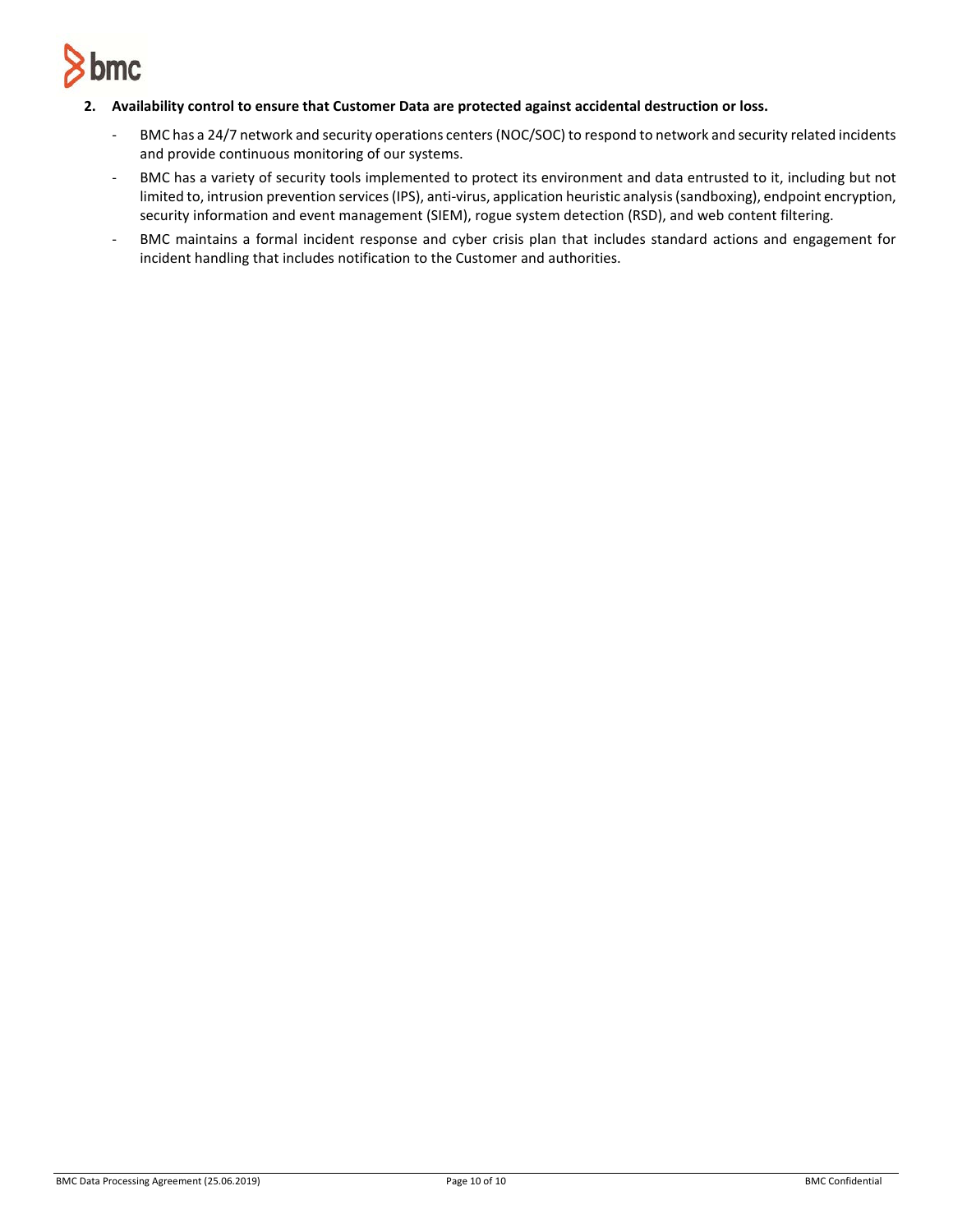2. **Availability control to ensure that Customer Data are protected against accidental destruction or loss.**

   - BMC has a 24/7 network and security operations centers (NOC/SOC) to respond to network and security related incidents and provide continuous monitoring of our systems.
   - BMC has a variety of security tools implemented to protect its environment and data entrusted to it, including but not limited to, intrusion prevention services (IPS), anti-virus, application heuristic analysis (sandboxing), endpoint encryption, security information and event management (SIEM), rogue system detection (RSD), and web content filtering.
   - BMC maintains a formal incident response and cyber crisis plan that includes standard actions and engagement for incident handling that includes notification to the Customer and authorities.